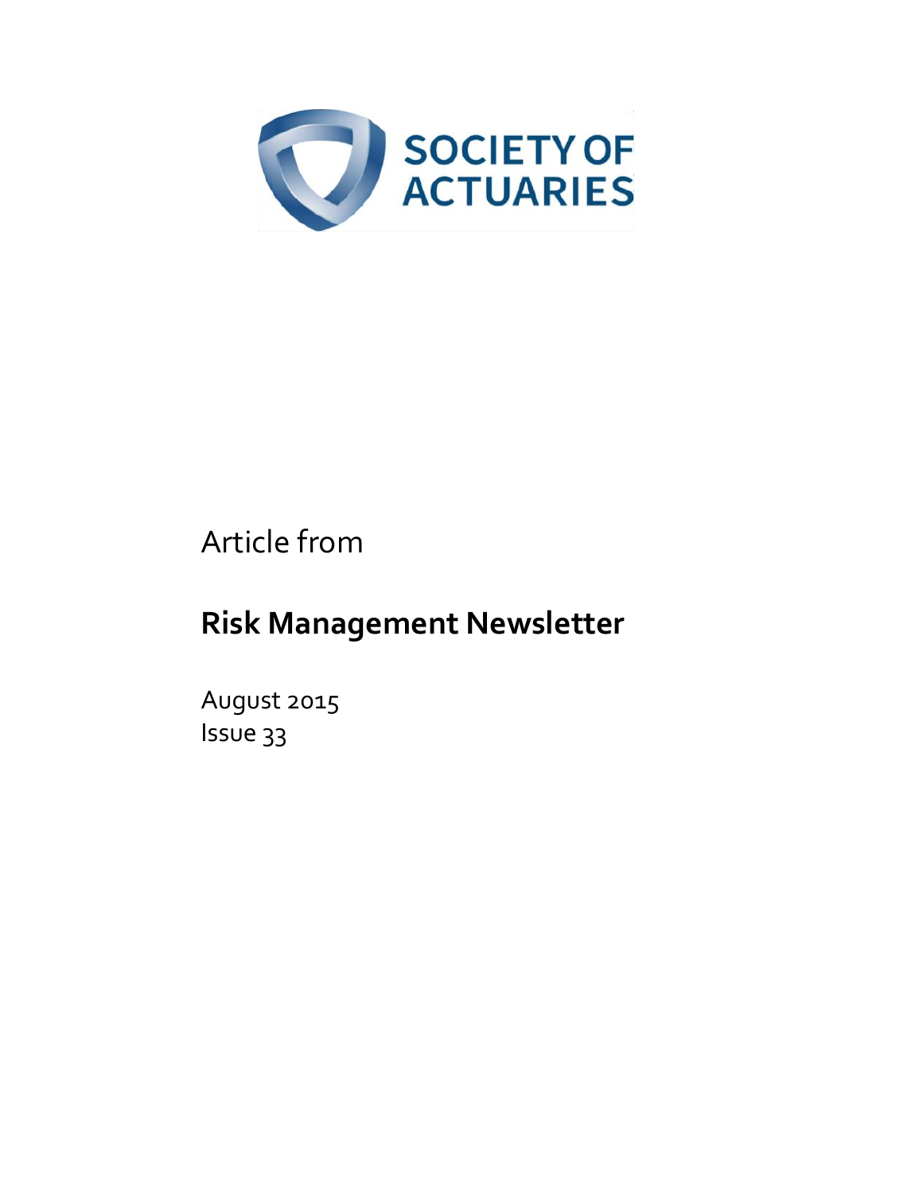SOCIETY OF ACTUARIES

Article from

# Risk Management Newsletter

August 2015
Issue 33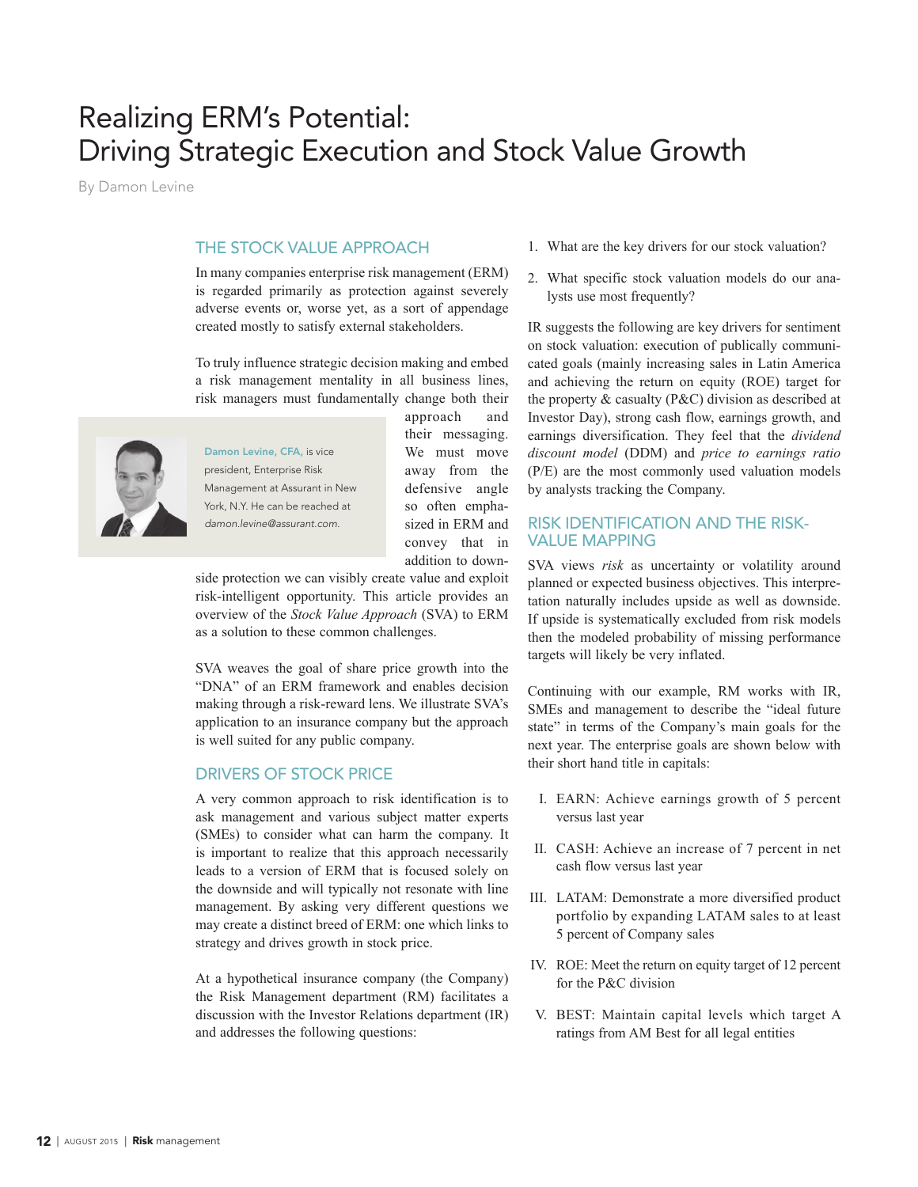# Realizing ERM's Potential: Driving Strategic Execution and Stock Value Growth

By Damon Levine

## THE STOCK VALUE APPROACH

In many companies enterprise risk management (ERM) is regarded primarily as protection against severely adverse events or, worse yet, as a sort of appendage created mostly to satisfy external stakeholders.

To truly influence strategic decision making and embed a risk management mentality in all business lines, risk managers must fundamentally change both their approach and their messaging. We must move away from the defensive angle so often emphasized in ERM and convey that in addition to downside protection we can visibly create value and exploit risk-intelligent opportunity. This article provides an overview of the *Stock Value Approach* (SVA) to ERM as a solution to these common challenges.

Damon Levine, CFA, is vice president, Enterprise Risk Management at Assurant in New York, N.Y. He can be reached at *damon.levine@assurant.com*.

SVA weaves the goal of share price growth into the "DNA" of an ERM framework and enables decision making through a risk-reward lens. We illustrate SVA's application to an insurance company but the approach is well suited for any public company.

## DRIVERS OF STOCK PRICE

A very common approach to risk identification is to ask management and various subject matter experts (SMEs) to consider what can harm the company. It is important to realize that this approach necessarily leads to a version of ERM that is focused solely on the downside and will typically not resonate with line management. By asking very different questions we may create a distinct breed of ERM: one which links to strategy and drives growth in stock price.

At a hypothetical insurance company (the Company) the Risk Management department (RM) facilitates a discussion with the Investor Relations department (IR) and addresses the following questions:

1. What are the key drivers for our stock valuation?
2. What specific stock valuation models do our analysts use most frequently?

IR suggests the following are key drivers for sentiment on stock valuation: execution of publically communicated goals (mainly increasing sales in Latin America and achieving the return on equity (ROE) target for the property & casualty (P&C) division as described at Investor Day), strong cash flow, earnings growth, and earnings diversification. They feel that the *dividend discount model* (DDM) and *price to earnings ratio* (P/E) are the most commonly used valuation models by analysts tracking the Company.

## RISK IDENTIFICATION AND THE RISK-VALUE MAPPING

SVA views *risk* as uncertainty or volatility around planned or expected business objectives. This interpretation naturally includes upside as well as downside. If upside is systematically excluded from risk models then the modeled probability of missing performance targets will likely be very inflated.

Continuing with our example, RM works with IR, SMEs and management to describe the "ideal future state" in terms of the Company's main goals for the next year. The enterprise goals are shown below with their short hand title in capitals:

I. EARN: Achieve earnings growth of 5 percent versus last year

II. CASH: Achieve an increase of 7 percent in net cash flow versus last year

III. LATAM: Demonstrate a more diversified product portfolio by expanding LATAM sales to at least 5 percent of Company sales

IV. ROE: Meet the return on equity target of 12 percent for the P&C division

V. BEST: Maintain capital levels which target A ratings from AM Best for all legal entities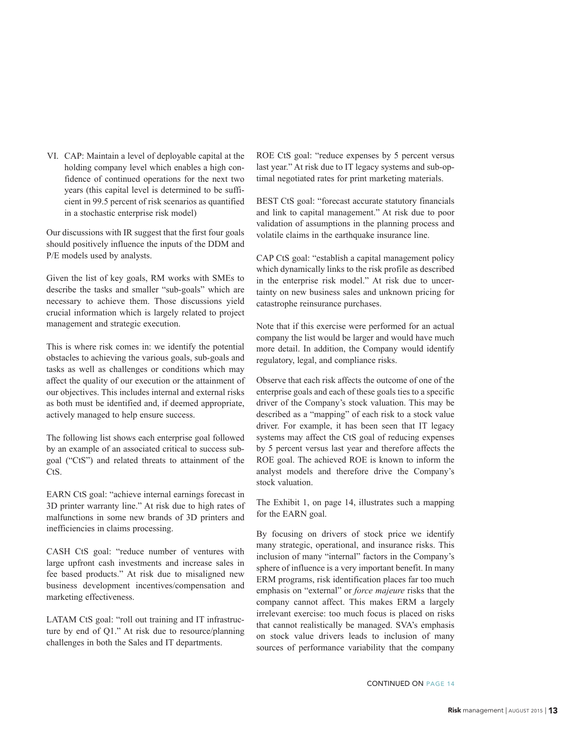VI. CAP: Maintain a level of deployable capital at the holding company level which enables a high confidence of continued operations for the next two years (this capital level is determined to be sufficient in 99.5 percent of risk scenarios as quantified in a stochastic enterprise risk model)

Our discussions with IR suggest that the first four goals should positively influence the inputs of the DDM and P/E models used by analysts.

Given the list of key goals, RM works with SMEs to describe the tasks and smaller "sub-goals" which are necessary to achieve them. Those discussions yield crucial information which is largely related to project management and strategic execution.

This is where risk comes in: we identify the potential obstacles to achieving the various goals, sub-goals and tasks as well as challenges or conditions which may affect the quality of our execution or the attainment of our objectives. This includes internal and external risks as both must be identified and, if deemed appropriate, actively managed to help ensure success.

The following list shows each enterprise goal followed by an example of an associated critical to success sub-goal ("CtS") and related threats to attainment of the CtS.

EARN CtS goal: "achieve internal earnings forecast in 3D printer warranty line." At risk due to high rates of malfunctions in some new brands of 3D printers and inefficiencies in claims processing.

CASH CtS goal: "reduce number of ventures with large upfront cash investments and increase sales in fee based products." At risk due to misaligned new business development incentives/compensation and marketing effectiveness.

LATAM CtS goal: "roll out training and IT infrastructure by end of Q1." At risk due to resource/planning challenges in both the Sales and IT departments.

ROE CtS goal: "reduce expenses by 5 percent versus last year." At risk due to IT legacy systems and sub-optimal negotiated rates for print marketing materials.

BEST CtS goal: "forecast accurate statutory financials and link to capital management." At risk due to poor validation of assumptions in the planning process and volatile claims in the earthquake insurance line.

CAP CtS goal: "establish a capital management policy which dynamically links to the risk profile as described in the enterprise risk model." At risk due to uncertainty on new business sales and unknown pricing for catastrophe reinsurance purchases.

Note that if this exercise were performed for an actual company the list would be larger and would have much more detail. In addition, the Company would identify regulatory, legal, and compliance risks.

Observe that each risk affects the outcome of one of the enterprise goals and each of these goals ties to a specific driver of the Company's stock valuation. This may be described as a "mapping" of each risk to a stock value driver. For example, it has been seen that IT legacy systems may affect the CtS goal of reducing expenses by 5 percent versus last year and therefore affects the ROE goal. The achieved ROE is known to inform the analyst models and therefore drive the Company's stock valuation.

The Exhibit 1, on page 14, illustrates such a mapping for the EARN goal.

By focusing on drivers of stock price we identify many strategic, operational, and insurance risks. This inclusion of many "internal" factors in the Company's sphere of influence is a very important benefit. In many ERM programs, risk identification places far too much emphasis on "external" or *force majeure* risks that the company cannot affect. This makes ERM a largely irrelevant exercise: too much focus is placed on risks that cannot realistically be managed. SVA's emphasis on stock value drivers leads to inclusion of many sources of performance variability that the company

CONTINUED ON PAGE 14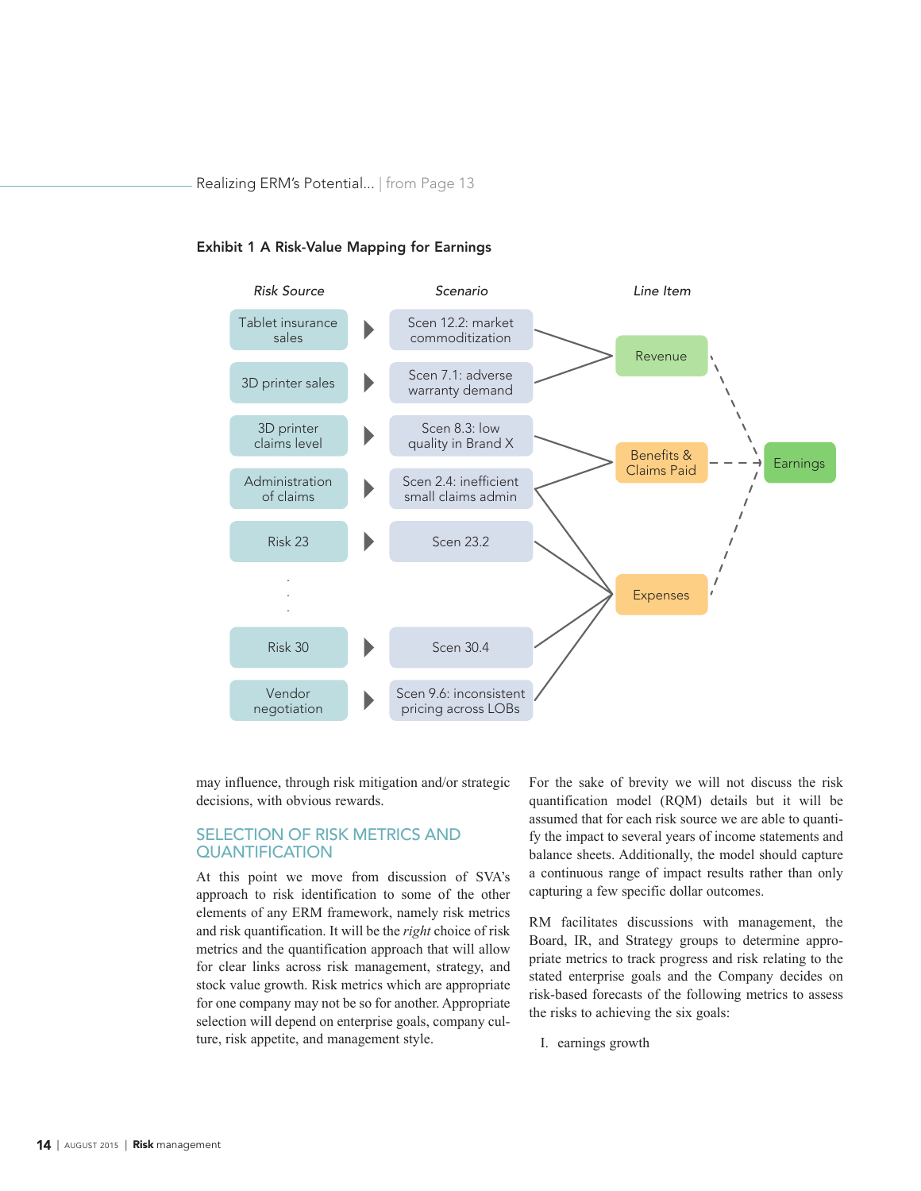**Exhibit 1 A Risk-Value Mapping for Earnings**

| *Risk Source* | *Scenario* | *Line Item* |
|---|---|---|
| Tablet insurance sales | Scen 12.2: market commoditization | Revenue |
| 3D printer sales | Scen 7.1: adverse warranty demand | Revenue |
| 3D printer claims level | Scen 8.3: low quality in Brand X | Benefits & Claims Paid |
| Administration of claims | Scen 2.4: inefficient small claims admin | Benefits & Claims Paid; Expenses |
| Risk 23 | Scen 23.2 | Expenses |
| . . . | | |
| Risk 30 | Scen 30.4 | Expenses |
| Vendor negotiation | Scen 9.6: inconsistent pricing across LOBs | Expenses |

Revenue, Benefits & Claims Paid, and Expenses → Earnings

may influence, through risk mitigation and/or strategic decisions, with obvious rewards.

## SELECTION OF RISK METRICS AND QUANTIFICATION

At this point we move from discussion of SVA's approach to risk identification to some of the other elements of any ERM framework, namely risk metrics and risk quantification. It will be the *right* choice of risk metrics and the quantification approach that will allow for clear links across risk management, strategy, and stock value growth. Risk metrics which are appropriate for one company may not be so for another. Appropriate selection will depend on enterprise goals, company culture, risk appetite, and management style.

For the sake of brevity we will not discuss the risk quantification model (RQM) details but it will be assumed that for each risk source we are able to quantify the impact to several years of income statements and balance sheets. Additionally, the model should capture a continuous range of impact results rather than only capturing a few specific dollar outcomes.

RM facilitates discussions with management, the Board, IR, and Strategy groups to determine appropriate metrics to track progress and risk relating to the stated enterprise goals and the Company decides on risk-based forecasts of the following metrics to assess the risks to achieving the six goals:

I. earnings growth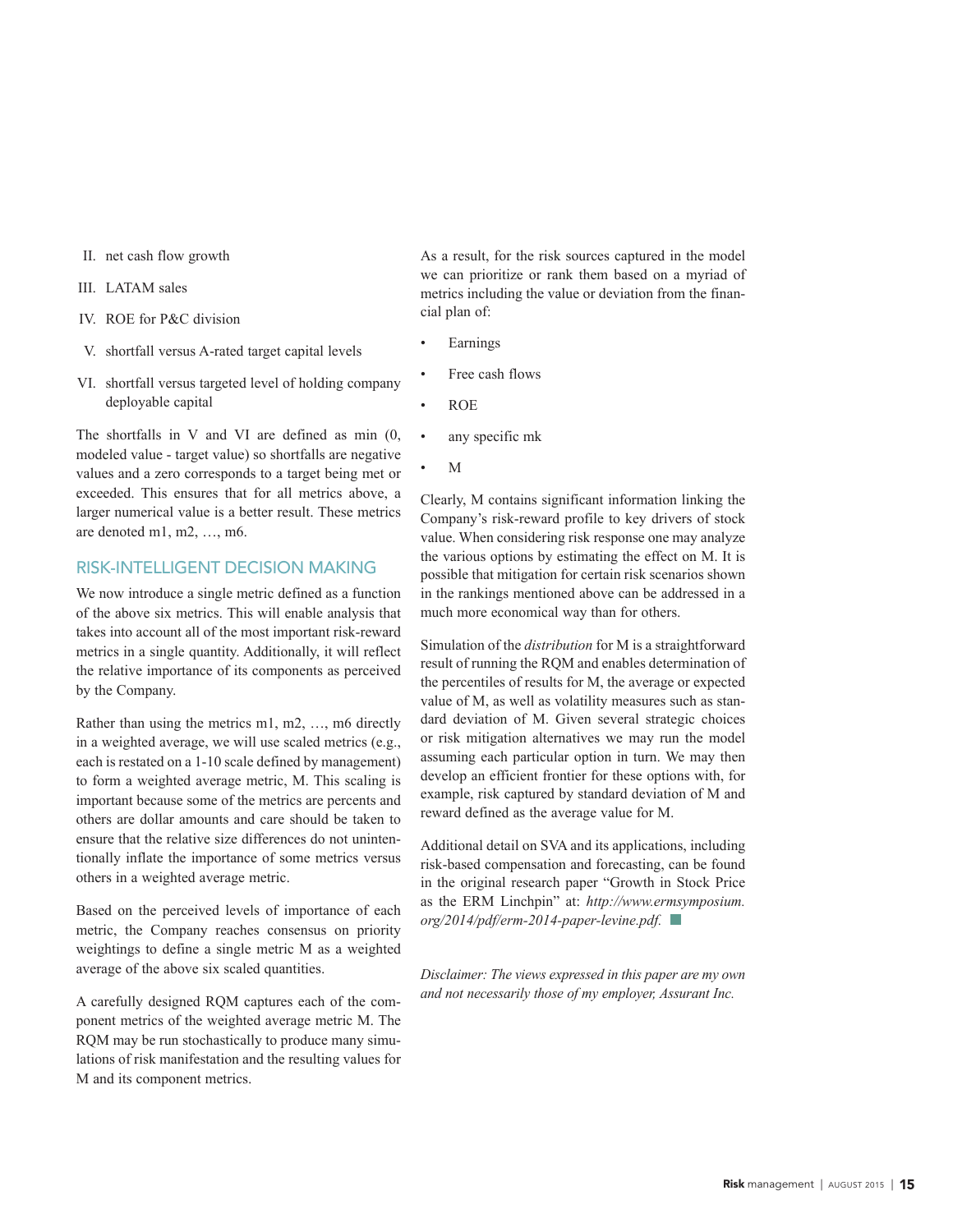II. net cash flow growth

III. LATAM sales

IV. ROE for P&C division

V. shortfall versus A-rated target capital levels

VI. shortfall versus targeted level of holding company deployable capital

The shortfalls in V and VI are defined as min (0, modeled value - target value) so shortfalls are negative values and a zero corresponds to a target being met or exceeded. This ensures that for all metrics above, a larger numerical value is a better result. These metrics are denoted m1, m2, …, m6.

## RISK-INTELLIGENT DECISION MAKING

We now introduce a single metric defined as a function of the above six metrics. This will enable analysis that takes into account all of the most important risk-reward metrics in a single quantity. Additionally, it will reflect the relative importance of its components as perceived by the Company.

Rather than using the metrics m1, m2, …, m6 directly in a weighted average, we will use scaled metrics (e.g., each is restated on a 1-10 scale defined by management) to form a weighted average metric, M. This scaling is important because some of the metrics are percents and others are dollar amounts and care should be taken to ensure that the relative size differences do not unintentionally inflate the importance of some metrics versus others in a weighted average metric.

Based on the perceived levels of importance of each metric, the Company reaches consensus on priority weightings to define a single metric M as a weighted average of the above six scaled quantities.

A carefully designed RQM captures each of the component metrics of the weighted average metric M. The RQM may be run stochastically to produce many simulations of risk manifestation and the resulting values for M and its component metrics.

As a result, for the risk sources captured in the model we can prioritize or rank them based on a myriad of metrics including the value or deviation from the financial plan of:

- Earnings
- Free cash flows
- ROE
- any specific mk
- M

Clearly, M contains significant information linking the Company's risk-reward profile to key drivers of stock value. When considering risk response one may analyze the various options by estimating the effect on M. It is possible that mitigation for certain risk scenarios shown in the rankings mentioned above can be addressed in a much more economical way than for others.

Simulation of the *distribution* for M is a straightforward result of running the RQM and enables determination of the percentiles of results for M, the average or expected value of M, as well as volatility measures such as standard deviation of M. Given several strategic choices or risk mitigation alternatives we may run the model assuming each particular option in turn. We may then develop an efficient frontier for these options with, for example, risk captured by standard deviation of M and reward defined as the average value for M.

Additional detail on SVA and its applications, including risk-based compensation and forecasting, can be found in the original research paper "Growth in Stock Price as the ERM Linchpin" at: *http://www.ermsymposium.org/2014/pdf/erm-2014-paper-levine.pdf.*

*Disclaimer: The views expressed in this paper are my own and not necessarily those of my employer, Assurant Inc.*